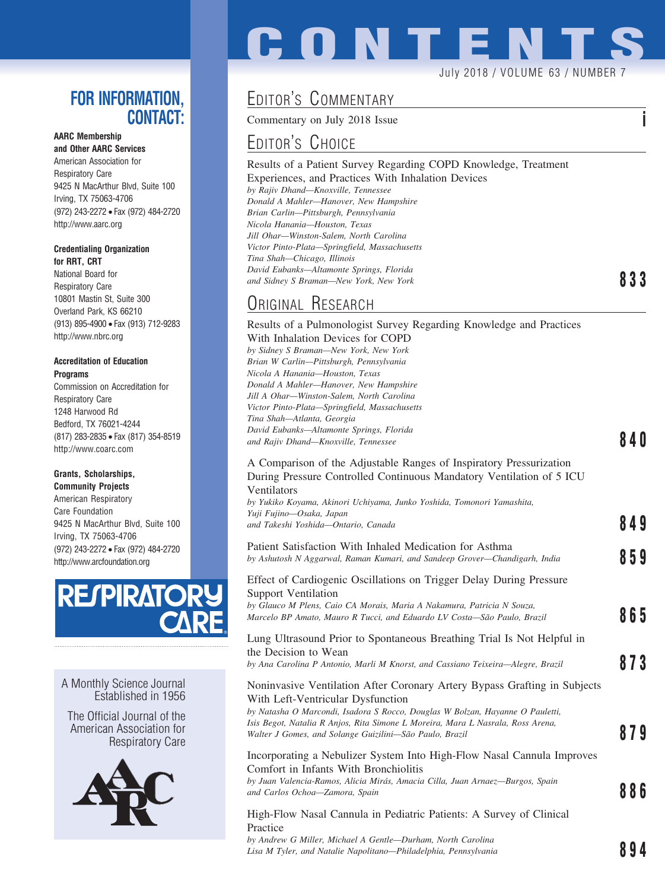# CONTENTS

July 2018 / VOLUME 63 / NUMBER 7

## FOR INFORMATION, CONTACT:

**AARC Membership and Other AARC Services**
American Association for Respiratory Care
9425 N MacArthur Blvd, Suite 100
Irving, TX 75063-4706
(972) 243-2272 • Fax (972) 484-2720
http://www.aarc.org

**Credentialing Organization for RRT, CRT**
National Board for Respiratory Care
10801 Mastin St, Suite 300
Overland Park, KS 66210
(913) 895-4900 • Fax (913) 712-9283
http://www.nbrc.org

**Accreditation of Education Programs**
Commission on Accreditation for Respiratory Care
1248 Harwood Rd
Bedford, TX 76021-4244
(817) 283-2835 • Fax (817) 354-8519
http://www.coarc.com

**Grants, Scholarships, Community Projects**
American Respiratory Care Foundation
9425 N MacArthur Blvd, Suite 100
Irving, TX 75063-4706
(972) 243-2272 • Fax (972) 484-2720
http://www.arcfoundation.org

RESPIRATORY CARE

A Monthly Science Journal Established in 1956

The Official Journal of the American Association for Respiratory Care

## EDITOR'S COMMENTARY

Commentary on July 2018 Issue — **i**

## EDITOR'S CHOICE

Results of a Patient Survey Regarding COPD Knowledge, Treatment Experiences, and Practices With Inhalation Devices
*by Rajiv Dhand—Knoxville, Tennessee*
*Donald A Mahler—Hanover, New Hampshire*
*Brian Carlin—Pittsburgh, Pennsylvania*
*Nicola Hanania—Houston, Texas*
*Jill Ohar—Winston-Salem, North Carolina*
*Victor Pinto-Plata—Springfield, Massachusetts*
*Tina Shah—Chicago, Illinois*
*David Eubanks—Altamonte Springs, Florida*
*and Sidney S Braman—New York, New York* — **833**

## ORIGINAL RESEARCH

Results of a Pulmonologist Survey Regarding Knowledge and Practices With Inhalation Devices for COPD
*by Sidney S Braman—New York, New York*
*Brian W Carlin—Pittsburgh, Pennsylvania*
*Nicola A Hanania—Houston, Texas*
*Donald A Mahler—Hanover, New Hampshire*
*Jill A Ohar—Winston-Salem, North Carolina*
*Victor Pinto-Plata—Springfield, Massachusetts*
*Tina Shah—Atlanta, Georgia*
*David Eubanks—Altamonte Springs, Florida*
*and Rajiv Dhand—Knoxville, Tennessee* — **840**

A Comparison of the Adjustable Ranges of Inspiratory Pressurization During Pressure Controlled Continuous Mandatory Ventilation of 5 ICU Ventilators
*by Yukiko Koyama, Akinori Uchiyama, Junko Yoshida, Tomonori Yamashita, Yuji Fujino—Osaka, Japan*
*and Takeshi Yoshida—Ontario, Canada* — **849**

Patient Satisfaction With Inhaled Medication for Asthma
*by Ashutosh N Aggarwal, Raman Kumari, and Sandeep Grover—Chandigarh, India* — **859**

Effect of Cardiogenic Oscillations on Trigger Delay During Pressure Support Ventilation
*by Glauco M Plens, Caio CA Morais, Maria A Nakamura, Patricia N Souza, Marcelo BP Amato, Mauro R Tucci, and Eduardo LV Costa—São Paulo, Brazil* — **865**

Lung Ultrasound Prior to Spontaneous Breathing Trial Is Not Helpful in the Decision to Wean
*by Ana Carolina P Antonio, Marli M Knorst, and Cassiano Teixeira—Alegre, Brazil* — **873**

Noninvasive Ventilation After Coronary Artery Bypass Grafting in Subjects With Left-Ventricular Dysfunction
*by Natasha O Marcondi, Isadora S Rocco, Douglas W Bolzan, Hayanne O Pauletti, Isis Begot, Natalia R Anjos, Rita Simone L Moreira, Mara L Nasrala, Ross Arena, Walter J Gomes, and Solange Guizilini—São Paulo, Brazil* — **879**

Incorporating a Nebulizer System Into High-Flow Nasal Cannula Improves Comfort in Infants With Bronchiolitis
*by Juan Valencia-Ramos, Alicia Mirás, Amacia Cilla, Juan Arnaez—Burgos, Spain*
*and Carlos Ochoa—Zamora, Spain* — **886**

High-Flow Nasal Cannula in Pediatric Patients: A Survey of Clinical Practice
*by Andrew G Miller, Michael A Gentle—Durham, North Carolina*
*Lisa M Tyler, and Natalie Napolitano—Philadelphia, Pennsylvania* — **894**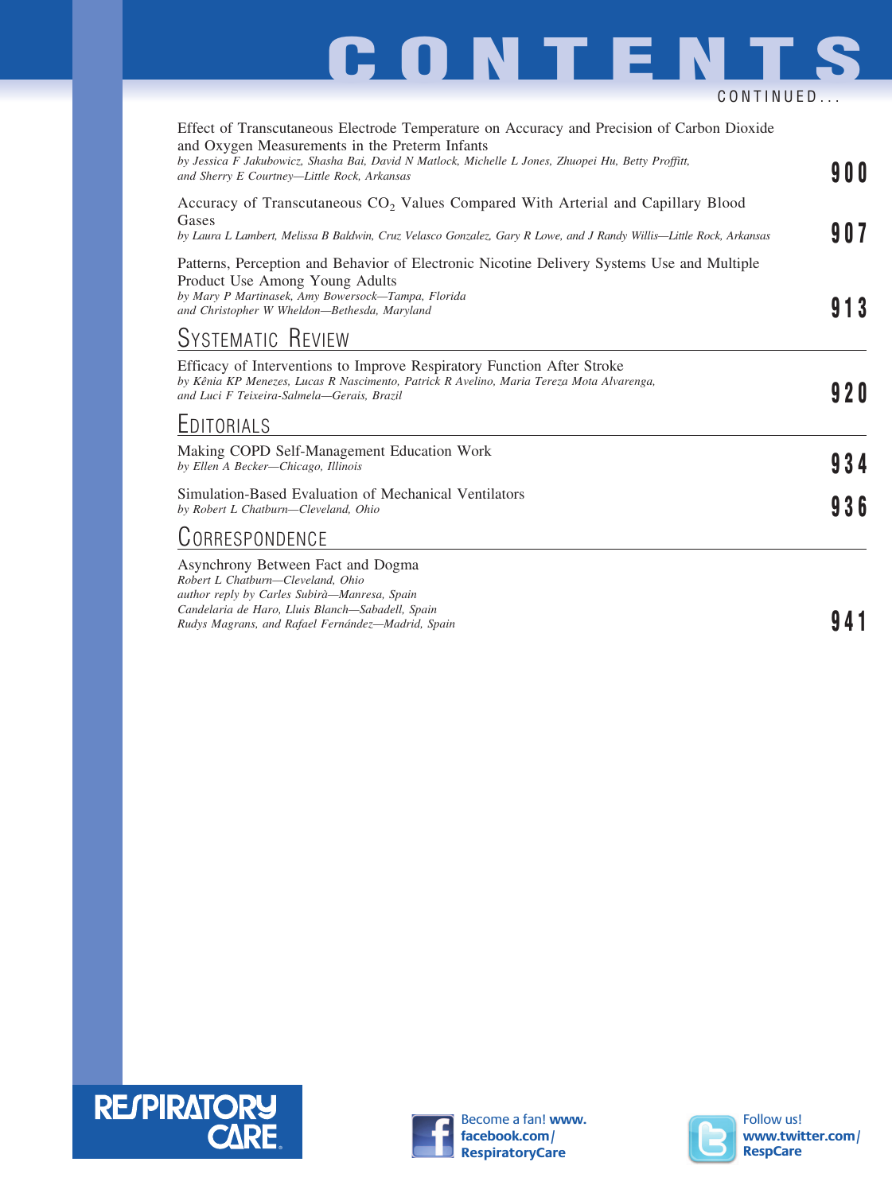# CONTENTS

CONTINUED...

Effect of Transcutaneous Electrode Temperature on Accuracy and Precision of Carbon Dioxide and Oxygen Measurements in the Preterm Infants
*by Jessica F Jakubowicz, Shasha Bai, David N Matlock, Michelle L Jones, Zhuopei Hu, Betty Proffitt, and Sherry E Courtney—Little Rock, Arkansas* **900**

Accuracy of Transcutaneous $CO_2$ Values Compared With Arterial and Capillary Blood Gases
*by Laura L Lambert, Melissa B Baldwin, Cruz Velasco Gonzalez, Gary R Lowe, and J Randy Willis—Little Rock, Arkansas* **907**

Patterns, Perception and Behavior of Electronic Nicotine Delivery Systems Use and Multiple Product Use Among Young Adults
*by Mary P Martinasek, Amy Bowersock—Tampa, Florida and Christopher W Wheldon—Bethesda, Maryland* **913**

## Systematic Review

Efficacy of Interventions to Improve Respiratory Function After Stroke
*by Kênia KP Menezes, Lucas R Nascimento, Patrick R Avelino, Maria Tereza Mota Alvarenga, and Luci F Teixeira-Salmela—Gerais, Brazil* **920**

## Editorials

Making COPD Self-Management Education Work
*by Ellen A Becker—Chicago, Illinois* **934**

Simulation-Based Evaluation of Mechanical Ventilators
*by Robert L Chatburn—Cleveland, Ohio* **936**

## Correspondence

Asynchrony Between Fact and Dogma
*Robert L Chatburn—Cleveland, Ohio*
*author reply by Carles Subirà—Manresa, Spain*
*Candelaria de Haro, Lluis Blanch—Sabadell, Spain*
*Rudys Magrans, and Rafael Fernández—Madrid, Spain* **941**

RESPIRATORY CARE

Become a fan! **www.facebook.com/RespiratoryCare**

Follow us! **www.twitter.com/RespCare**